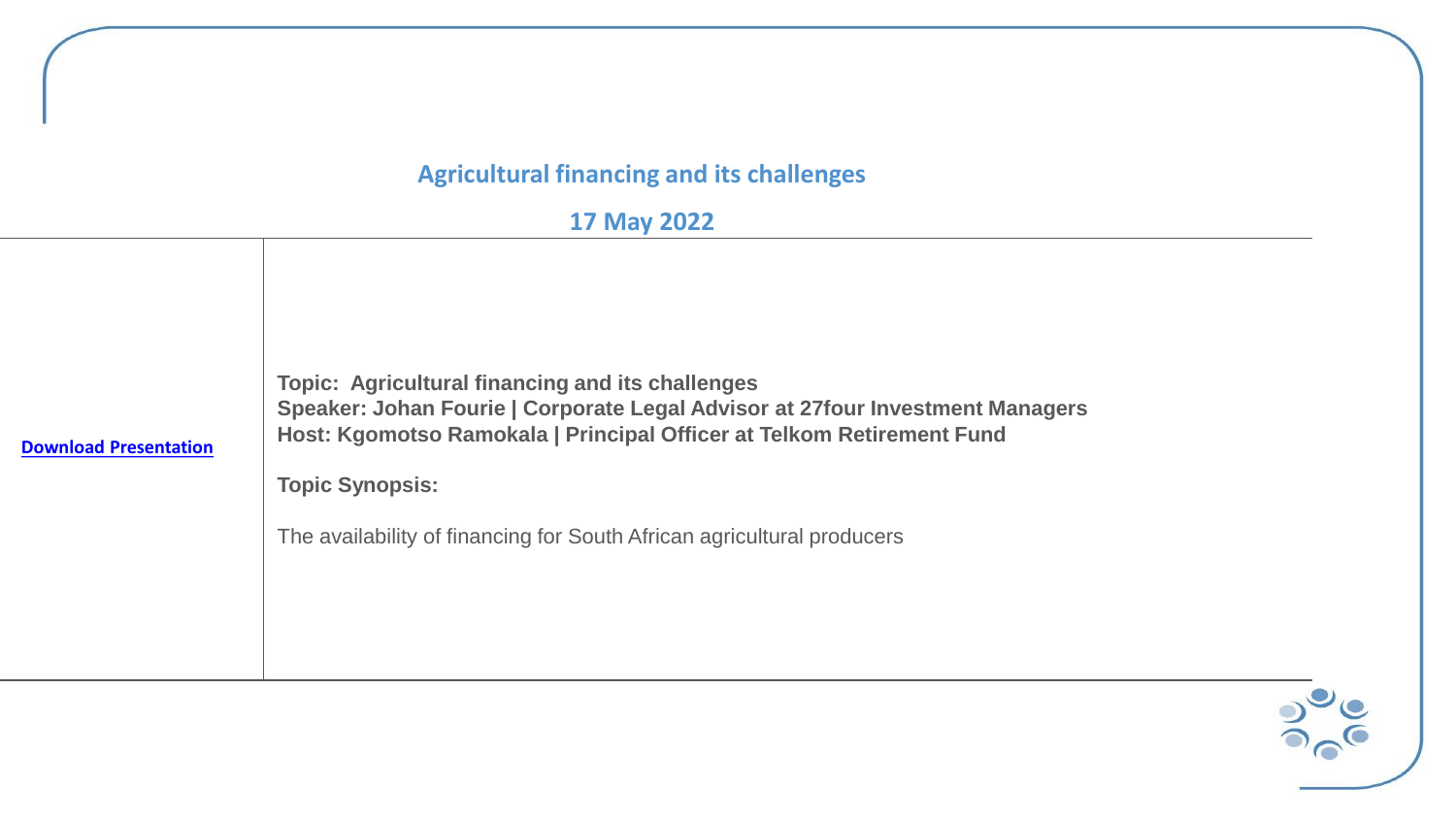## Agricultural financing and its challenges

## 17 May 2022

| Download Presentation | **Topic: Agricultural financing and its challenges**<br>**Speaker: Johan Fourie \| Corporate Legal Advisor at 27four Investment Managers**<br>**Host: Kgomotso Ramokala \| Principal Officer at Telkom Retirement Fund**<br><br>**Topic Synopsis:**<br><br>The availability of financing for South African agricultural producers |
| --- | --- |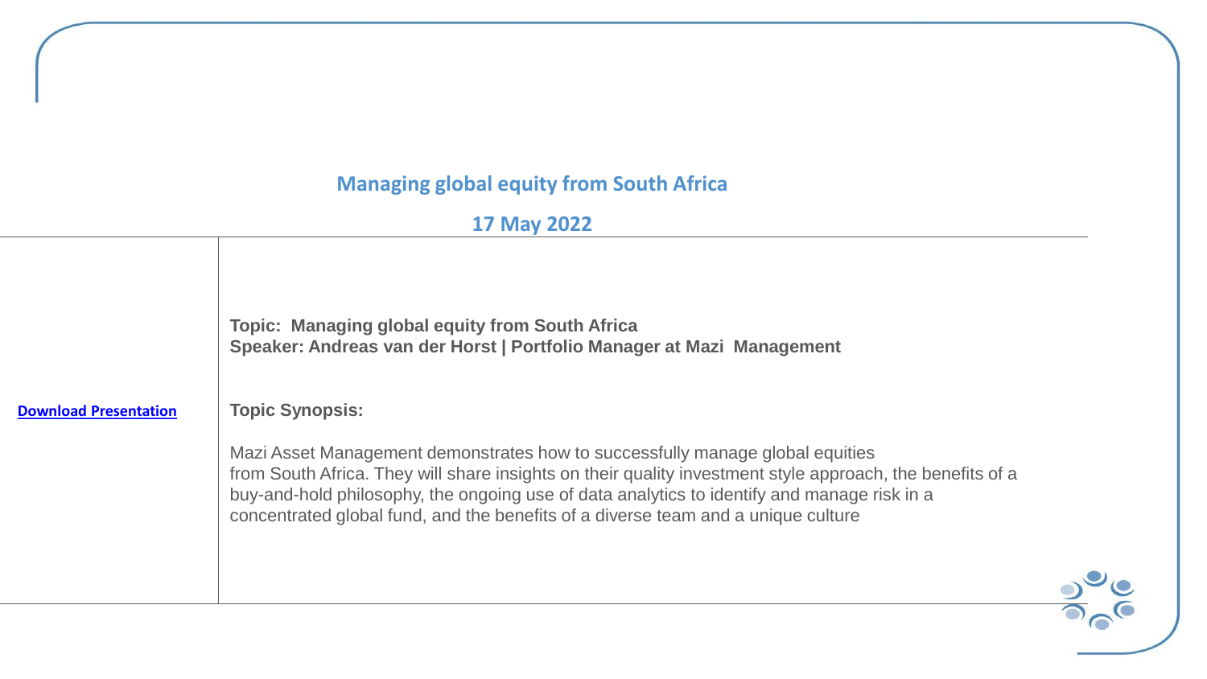## Managing global equity from South Africa

## 17 May 2022

**Download Presentation**

**Topic: Managing global equity from South Africa**
**Speaker: Andreas van der Horst | Portfolio Manager at Mazi Management**

**Topic Synopsis:**

Mazi Asset Management demonstrates how to successfully manage global equities from South Africa. They will share insights on their quality investment style approach, the benefits of a buy-and-hold philosophy, the ongoing use of data analytics to identify and manage risk in a concentrated global fund, and the benefits of a diverse team and a unique culture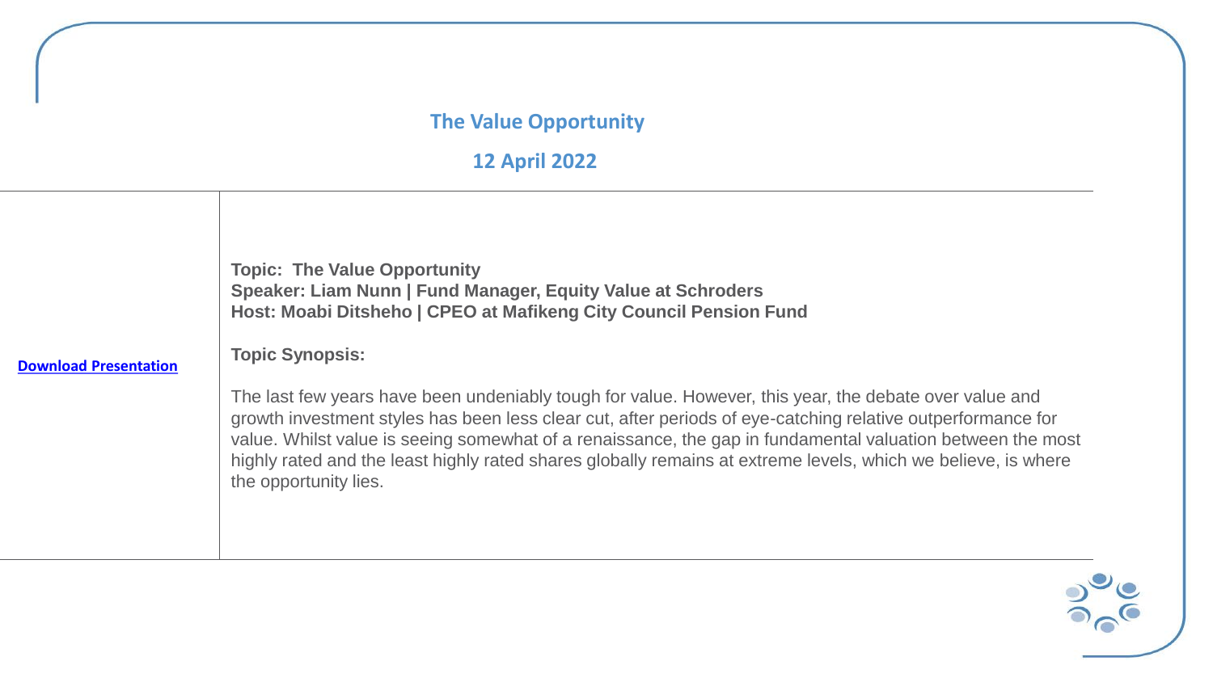## The Value Opportunity

## 12 April 2022

| | |
|---|---|
| **Download Presentation** | **Topic: The Value Opportunity**<br>**Speaker: Liam Nunn \| Fund Manager, Equity Value at Schroders**<br>**Host: Moabi Ditsheho \| CPEO at Mafikeng City Council Pension Fund**<br><br>**Topic Synopsis:**<br><br>The last few years have been undeniably tough for value. However, this year, the debate over value and growth investment styles has been less clear cut, after periods of eye-catching relative outperformance for value. Whilst value is seeing somewhat of a renaissance, the gap in fundamental valuation between the most highly rated and the least highly rated shares globally remains at extreme levels, which we believe, is where the opportunity lies. |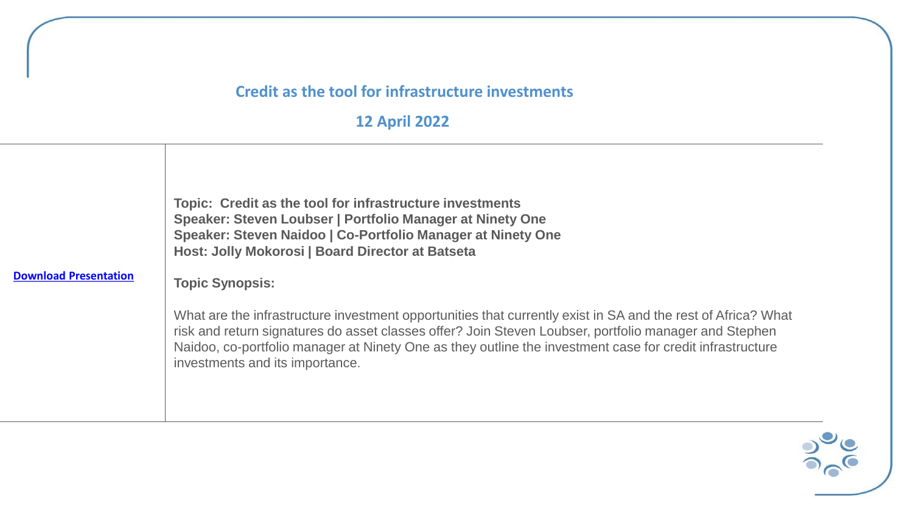## Credit as the tool for infrastructure investments

## 12 April 2022

| | |
|---|---|
| [Download Presentation]() | **Topic: Credit as the tool for infrastructure investments**<br>**Speaker: Steven Loubser \| Portfolio Manager at Ninety One**<br>**Speaker: Steven Naidoo \| Co-Portfolio Manager at Ninety One**<br>**Host: Jolly Mokorosi \| Board Director at Batseta**<br><br>**Topic Synopsis:**<br><br>What are the infrastructure investment opportunities that currently exist in SA and the rest of Africa? What risk and return signatures do asset classes offer? Join Steven Loubser, portfolio manager and Stephen Naidoo, co-portfolio manager at Ninety One as they outline the investment case for credit infrastructure investments and its importance. |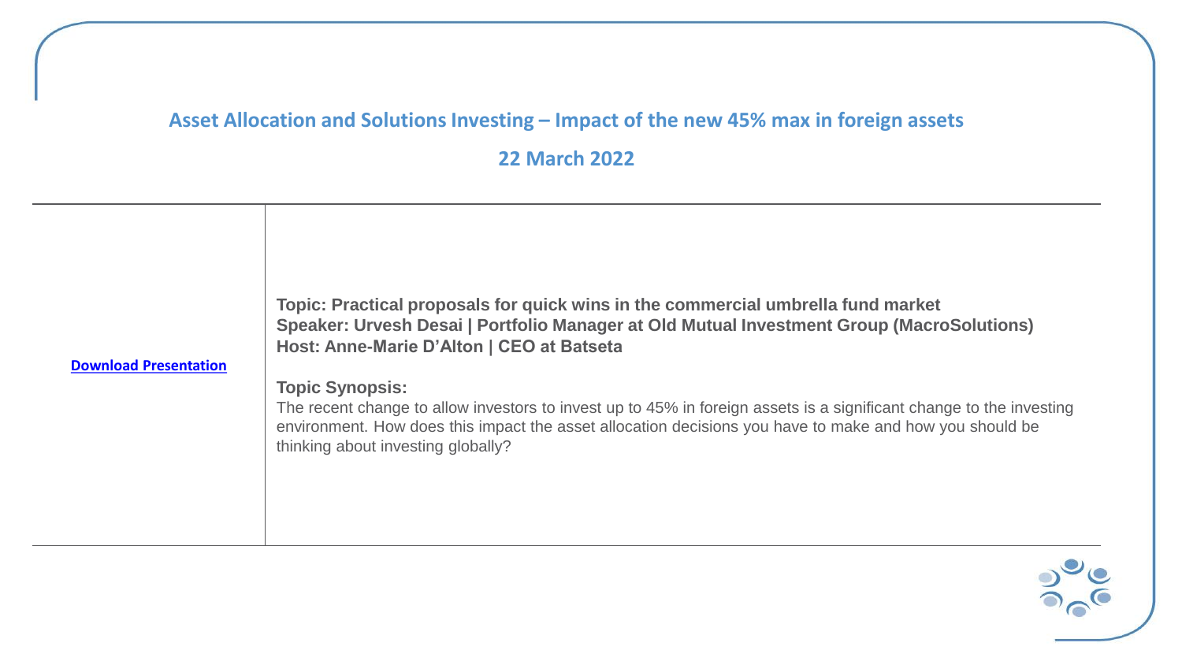## Asset Allocation and Solutions Investing – Impact of the new 45% max in foreign assets

## 22 March 2022

| | |
|---|---|
| Download Presentation | **Topic: Practical proposals for quick wins in the commercial umbrella fund market**<br>**Speaker: Urvesh Desai \| Portfolio Manager at Old Mutual Investment Group (MacroSolutions)**<br>**Host: Anne-Marie D'Alton \| CEO at Batseta**<br><br>**Topic Synopsis:**<br>The recent change to allow investors to invest up to 45% in foreign assets is a significant change to the investing environment. How does this impact the asset allocation decisions you have to make and how you should be thinking about investing globally? |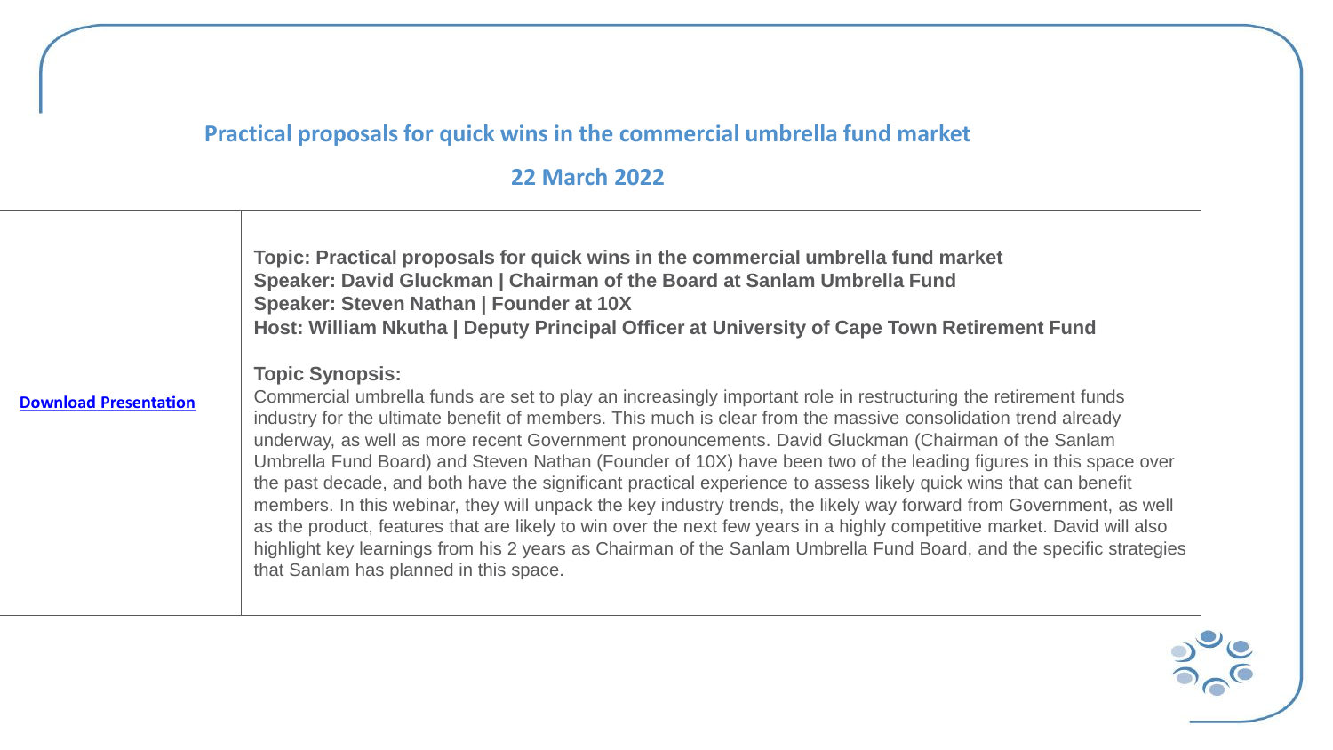## Practical proposals for quick wins in the commercial umbrella fund market

## 22 March 2022

| | |
|---|---|
| **Download Presentation** | **Topic: Practical proposals for quick wins in the commercial umbrella fund market**<br>**Speaker: David Gluckman \| Chairman of the Board at Sanlam Umbrella Fund**<br>**Speaker: Steven Nathan \| Founder at 10X**<br>**Host: William Nkutha \| Deputy Principal Officer at University of Cape Town Retirement Fund**<br><br>**Topic Synopsis:**<br>Commercial umbrella funds are set to play an increasingly important role in restructuring the retirement funds industry for the ultimate benefit of members. This much is clear from the massive consolidation trend already underway, as well as more recent Government pronouncements. David Gluckman (Chairman of the Sanlam Umbrella Fund Board) and Steven Nathan (Founder of 10X) have been two of the leading figures in this space over the past decade, and both have the significant practical experience to assess likely quick wins that can benefit members. In this webinar, they will unpack the key industry trends, the likely way forward from Government, as well as the product, features that are likely to win over the next few years in a highly competitive market. David will also highlight key learnings from his 2 years as Chairman of the Sanlam Umbrella Fund Board, and the specific strategies that Sanlam has planned in this space. |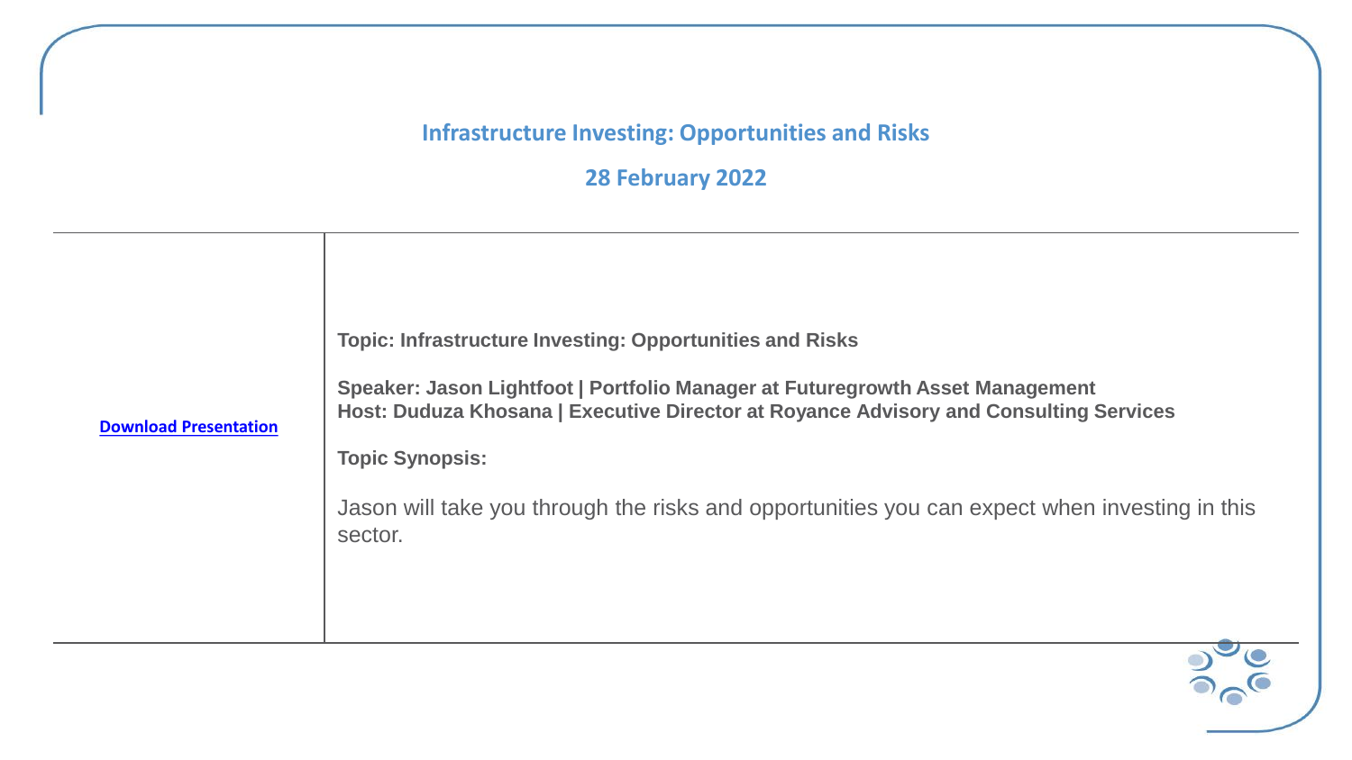## Infrastructure Investing: Opportunities and Risks

## 28 February 2022

| | |
|---|---|
| Download Presentation | **Topic: Infrastructure Investing: Opportunities and Risks**<br><br>**Speaker: Jason Lightfoot \| Portfolio Manager at Futuregrowth Asset Management**<br>**Host: Duduza Khosana \| Executive Director at Royance Advisory and Consulting Services**<br><br>**Topic Synopsis:**<br><br>Jason will take you through the risks and opportunities you can expect when investing in this sector. |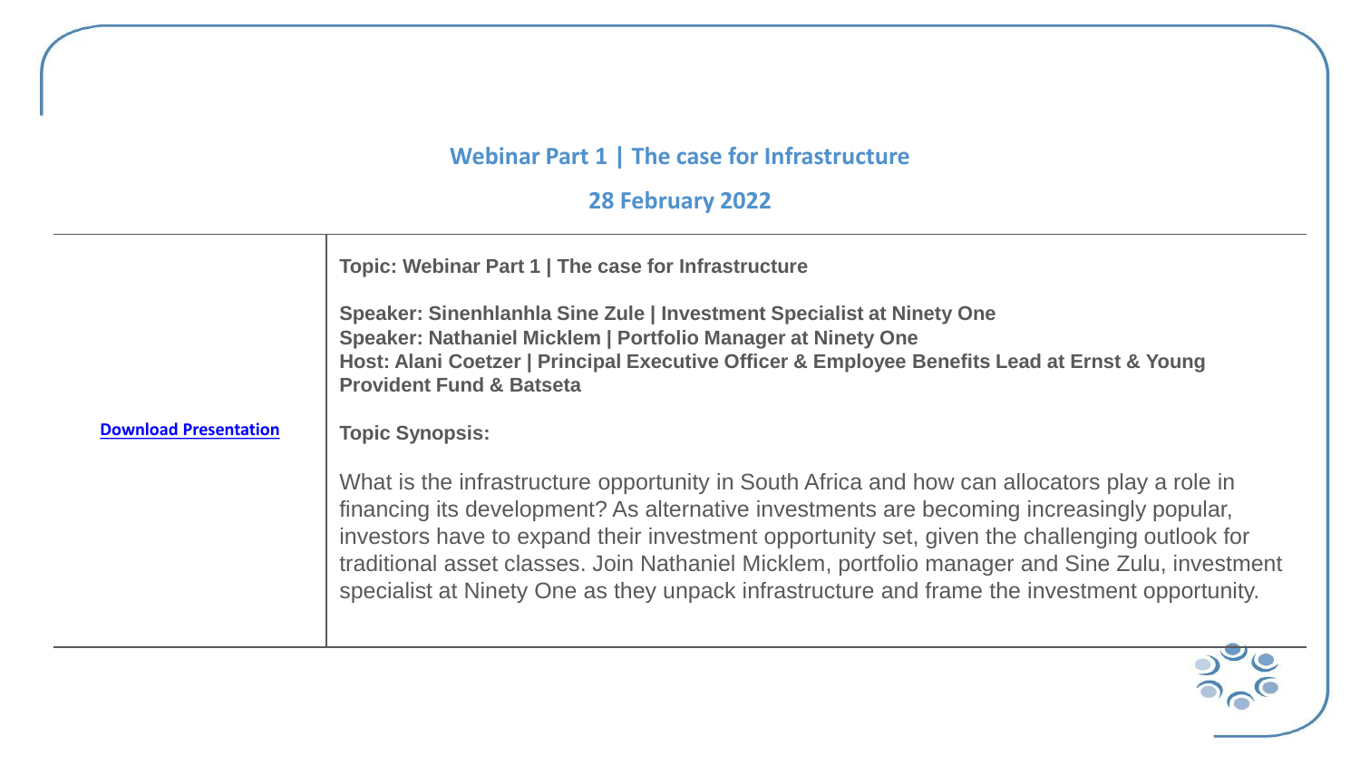## Webinar Part 1 | The case for Infrastructure

## 28 February 2022

| | |
|---|---|
| **Download Presentation** | **Topic: Webinar Part 1 \| The case for Infrastructure**<br><br>**Speaker: Sinenhlanhla Sine Zule \| Investment Specialist at Ninety One**<br>**Speaker: Nathaniel Micklem \| Portfolio Manager at Ninety One**<br>**Host: Alani Coetzer \| Principal Executive Officer & Employee Benefits Lead at Ernst & Young Provident Fund & Batseta**<br><br>**Topic Synopsis:**<br><br>What is the infrastructure opportunity in South Africa and how can allocators play a role in financing its development? As alternative investments are becoming increasingly popular, investors have to expand their investment opportunity set, given the challenging outlook for traditional asset classes. Join Nathaniel Micklem, portfolio manager and Sine Zulu, investment specialist at Ninety One as they unpack infrastructure and frame the investment opportunity. |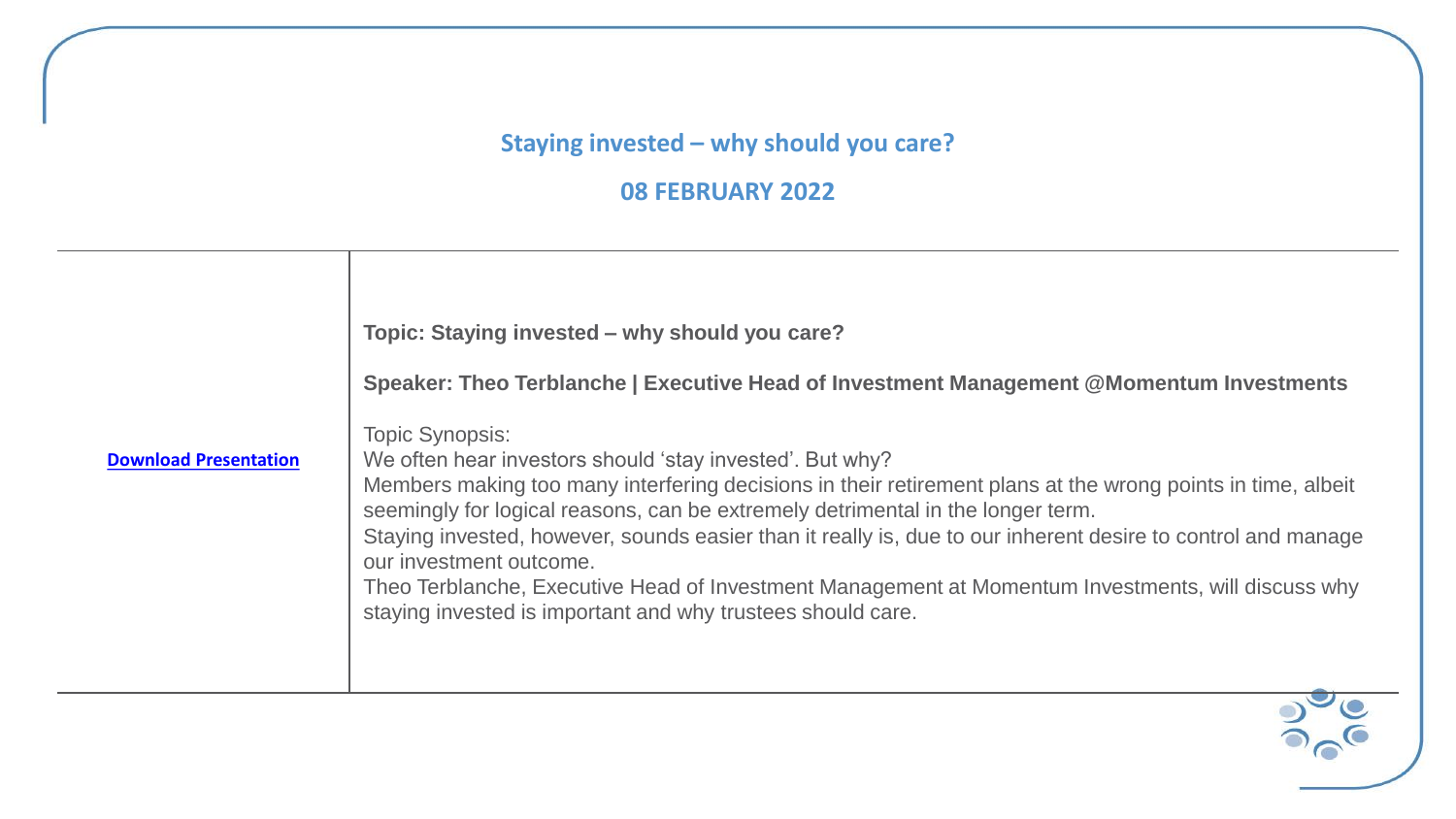## Staying invested – why should you care?

## 08 FEBRUARY 2022

| | |
|---|---|
| Download Presentation | **Topic: Staying invested – why should you care?**<br><br>**Speaker: Theo Terblanche \| Executive Head of Investment Management @Momentum Investments**<br><br>Topic Synopsis:<br>We often hear investors should 'stay invested'. But why?<br>Members making too many interfering decisions in their retirement plans at the wrong points in time, albeit seemingly for logical reasons, can be extremely detrimental in the longer term.<br>Staying invested, however, sounds easier than it really is, due to our inherent desire to control and manage our investment outcome.<br>Theo Terblanche, Executive Head of Investment Management at Momentum Investments, will discuss why staying invested is important and why trustees should care. |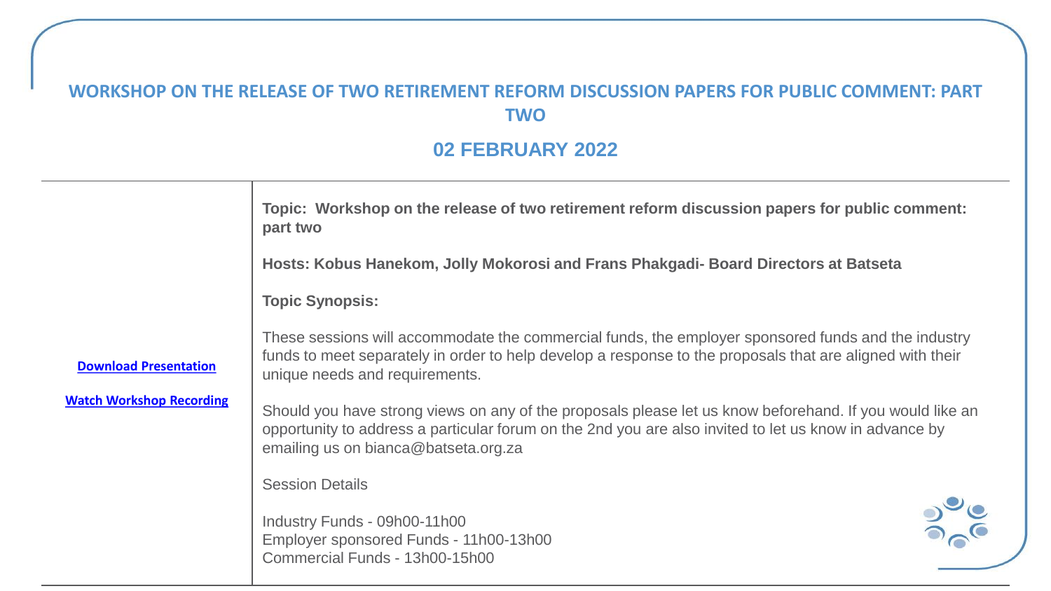# WORKSHOP ON THE RELEASE OF TWO RETIREMENT REFORM DISCUSSION PAPERS FOR PUBLIC COMMENT: PART TWO

## 02 FEBRUARY 2022

| | |
|---|---|
| **Download Presentation**<br><br>**Watch Workshop Recording** | **Topic: Workshop on the release of two retirement reform discussion papers for public comment: part two**<br><br>**Hosts: Kobus Hanekom, Jolly Mokorosi and Frans Phakgadi- Board Directors at Batseta**<br><br>**Topic Synopsis:**<br><br>These sessions will accommodate the commercial funds, the employer sponsored funds and the industry funds to meet separately in order to help develop a response to the proposals that are aligned with their unique needs and requirements.<br><br>Should you have strong views on any of the proposals please let us know beforehand. If you would like an opportunity to address a particular forum on the 2nd you are also invited to let us know in advance by emailing us on bianca@batseta.org.za<br><br>Session Details<br><br>Industry Funds - 09h00-11h00<br>Employer sponsored Funds - 11h00-13h00<br>Commercial Funds - 13h00-15h00 |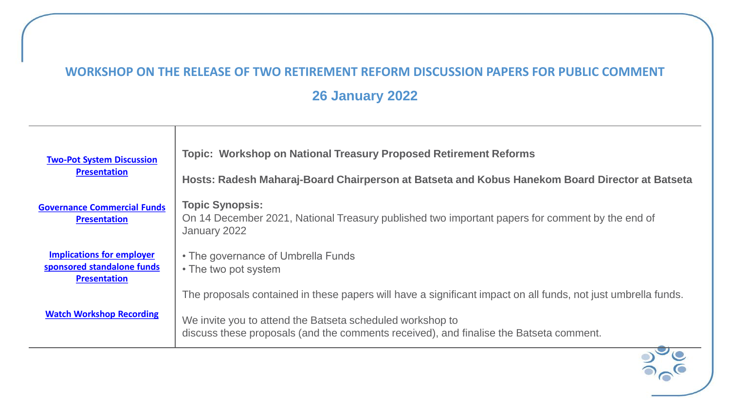## WORKSHOP ON THE RELEASE OF TWO RETIREMENT REFORM DISCUSSION PAPERS FOR PUBLIC COMMENT

## 26 January 2022

| | |
|---|---|
| Two-Pot System Discussion Presentation<br><br>Governance Commercial Funds Presentation<br><br>Implications for employer sponsored standalone funds Presentation<br><br>Watch Workshop Recording | **Topic: Workshop on National Treasury Proposed Retirement Reforms**<br><br>**Hosts: Radesh Maharaj-Board Chairperson at Batseta and Kobus Hanekom Board Director at Batseta**<br><br>**Topic Synopsis:**<br>On 14 December 2021, National Treasury published two important papers for comment by the end of January 2022<br><br>• The governance of Umbrella Funds<br>• The two pot system<br><br>The proposals contained in these papers will have a significant impact on all funds, not just umbrella funds.<br><br>We invite you to attend the Batseta scheduled workshop to discuss these proposals (and the comments received), and finalise the Batseta comment. |